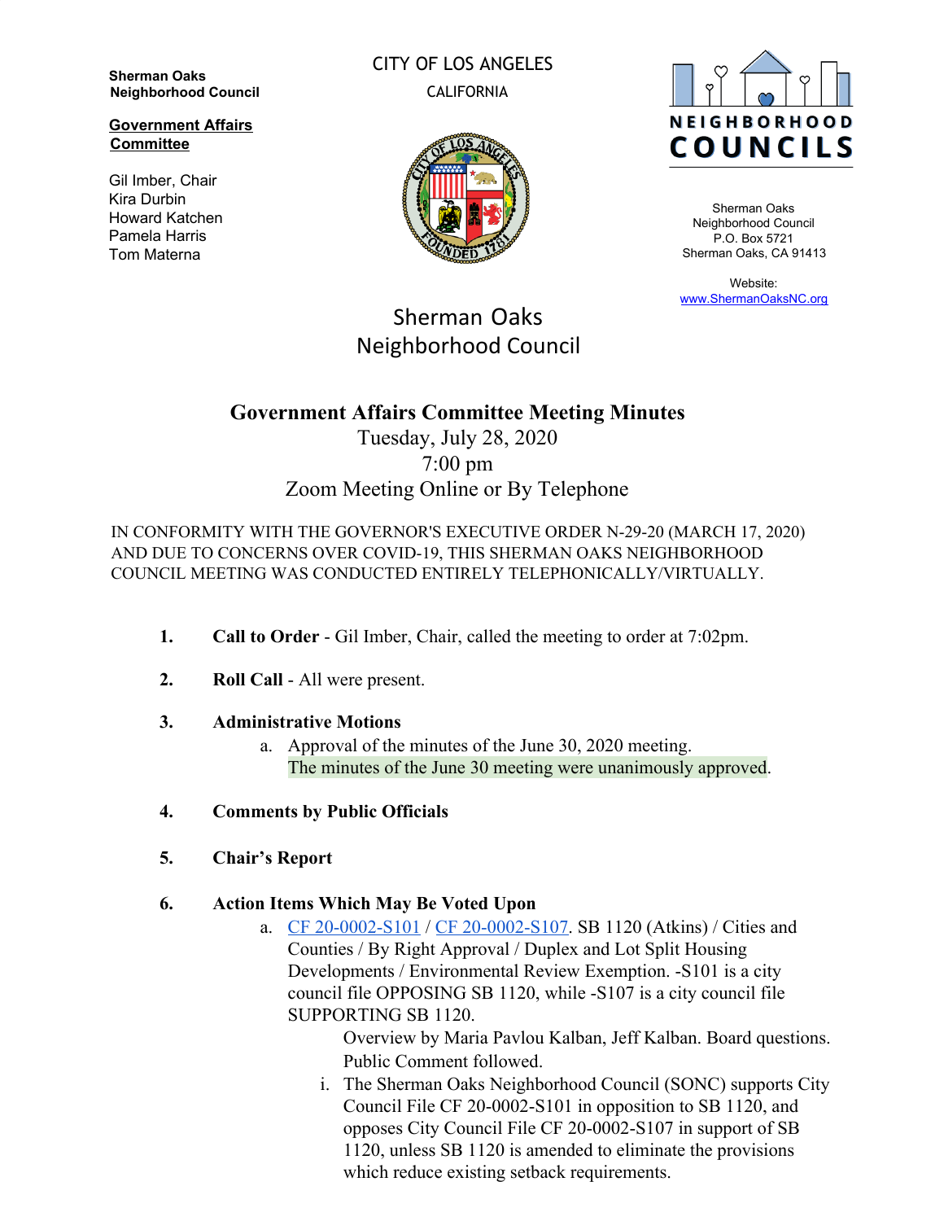**Sherman Oaks Neighborhood Council**

**Government Affairs Committee**

Gil Imber, Chair
Kira Durbin
Howard Katchen
Pamela Harris
Tom Materna

CITY OF LOS ANGELES
CALIFORNIA

NEIGHBORHOOD COUNCILS

Sherman Oaks Neighborhood Council
P.O. Box 5721
Sherman Oaks, CA 91413

Website:
www.ShermanOaksNC.org

Sherman Oaks
Neighborhood Council

# Government Affairs Committee Meeting Minutes

Tuesday, July 28, 2020
7:00 pm
Zoom Meeting Online or By Telephone

IN CONFORMITY WITH THE GOVERNOR'S EXECUTIVE ORDER N-29-20 (MARCH 17, 2020) AND DUE TO CONCERNS OVER COVID-19, THIS SHERMAN OAKS NEIGHBORHOOD COUNCIL MEETING WAS CONDUCTED ENTIRELY TELEPHONICALLY/VIRTUALLY.

1. **Call to Order** - Gil Imber, Chair, called the meeting to order at 7:02pm.

2. **Roll Call** - All were present.

3. **Administrative Motions**
   a. Approval of the minutes of the June 30, 2020 meeting.
   The minutes of the June 30 meeting were unanimously approved.

4. **Comments by Public Officials**

5. **Chair's Report**

6. **Action Items Which May Be Voted Upon**
   a. CF 20-0002-S101 / CF 20-0002-S107. SB 1120 (Atkins) / Cities and Counties / By Right Approval / Duplex and Lot Split Housing Developments / Environmental Review Exemption. -S101 is a city council file OPPOSING SB 1120, while -S107 is a city council file SUPPORTING SB 1120.
   Overview by Maria Pavlou Kalban, Jeff Kalban. Board questions. Public Comment followed.
      i. The Sherman Oaks Neighborhood Council (SONC) supports City Council File CF 20-0002-S101 in opposition to SB 1120, and opposes City Council File CF 20-0002-S107 in support of SB 1120, unless SB 1120 is amended to eliminate the provisions which reduce existing setback requirements.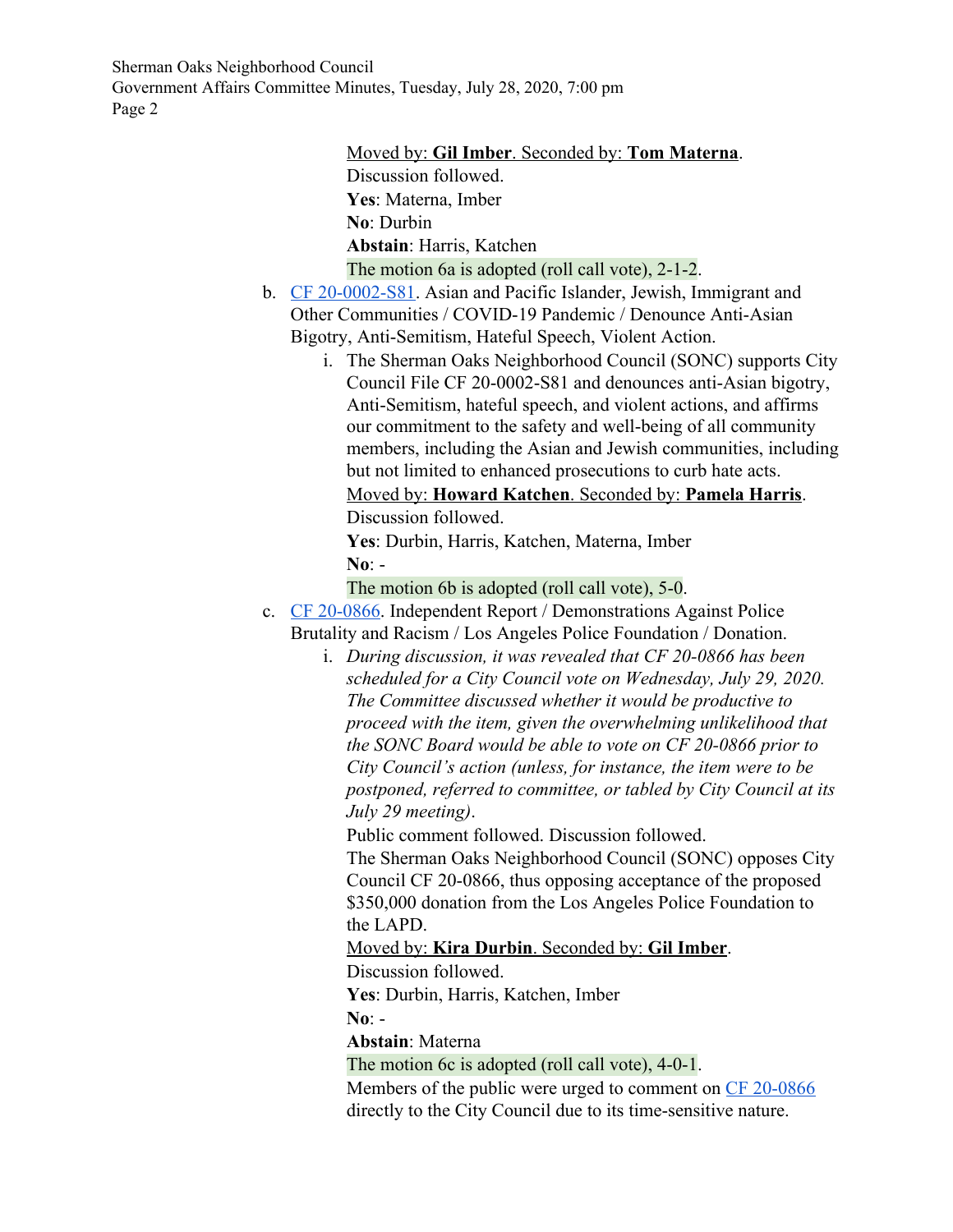Moved by: **Gil Imber**. Seconded by: **Tom Materna**.
Discussion followed.
**Yes**: Materna, Imber
**No**: Durbin
**Abstain**: Harris, Katchen
The motion 6a is adopted (roll call vote), 2-1-2.

b. CF 20-0002-S81. Asian and Pacific Islander, Jewish, Immigrant and Other Communities / COVID-19 Pandemic / Denounce Anti-Asian Bigotry, Anti-Semitism, Hateful Speech, Violent Action.
   i. The Sherman Oaks Neighborhood Council (SONC) supports City Council File CF 20-0002-S81 and denounces anti-Asian bigotry, Anti-Semitism, hateful speech, and violent actions, and affirms our commitment to the safety and well-being of all community members, including the Asian and Jewish communities, including but not limited to enhanced prosecutions to curb hate acts.
   Moved by: **Howard Katchen**. Seconded by: **Pamela Harris**.
   Discussion followed.
   **Yes**: Durbin, Harris, Katchen, Materna, Imber
   **No**: -
   The motion 6b is adopted (roll call vote), 5-0.

c. CF 20-0866. Independent Report / Demonstrations Against Police Brutality and Racism / Los Angeles Police Foundation / Donation.
   i. *During discussion, it was revealed that CF 20-0866 has been scheduled for a City Council vote on Wednesday, July 29, 2020. The Committee discussed whether it would be productive to proceed with the item, given the overwhelming unlikelihood that the SONC Board would be able to vote on CF 20-0866 prior to City Council's action (unless, for instance, the item were to be postponed, referred to committee, or tabled by City Council at its July 29 meeting).*
   Public comment followed. Discussion followed.
   The Sherman Oaks Neighborhood Council (SONC) opposes City Council CF 20-0866, thus opposing acceptance of the proposed $350,000 donation from the Los Angeles Police Foundation to the LAPD.
   Moved by: **Kira Durbin**. Seconded by: **Gil Imber**.
   Discussion followed.
   **Yes**: Durbin, Harris, Katchen, Imber
   **No**: -
   **Abstain**: Materna
   The motion 6c is adopted (roll call vote), 4-0-1.
   Members of the public were urged to comment on CF 20-0866 directly to the City Council due to its time-sensitive nature.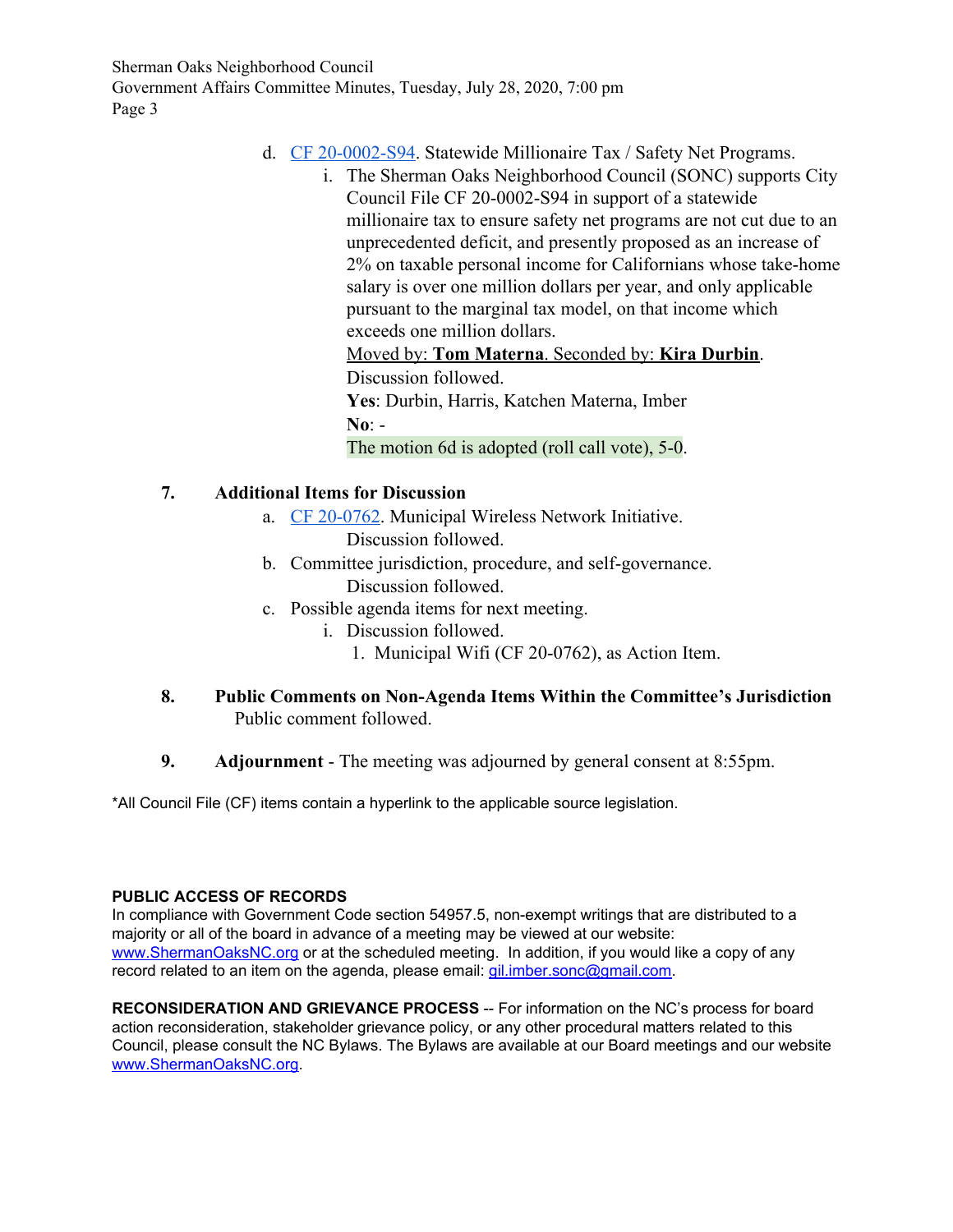d. [CF 20-0002-S94](#). Statewide Millionaire Tax / Safety Net Programs.

   i. The Sherman Oaks Neighborhood Council (SONC) supports City Council File CF 20-0002-S94 in support of a statewide millionaire tax to ensure safety net programs are not cut due to an unprecedented deficit, and presently proposed as an increase of 2% on taxable personal income for Californians whose take-home salary is over one million dollars per year, and only applicable pursuant to the marginal tax model, on that income which exceeds one million dollars.

      Moved by: **Tom Materna**. Seconded by: **Kira Durbin**.

      Discussion followed.

      **Yes**: Durbin, Harris, Katchen Materna, Imber

      **No**: -

      The motion 6d is adopted (roll call vote), 5-0.

**7. Additional Items for Discussion**

a. [CF 20-0762](#). Municipal Wireless Network Initiative.

   Discussion followed.

b. Committee jurisdiction, procedure, and self-governance.

   Discussion followed.

c. Possible agenda items for next meeting.

   i. Discussion followed.

      1. Municipal Wifi (CF 20-0762), as Action Item.

**8. Public Comments on Non-Agenda Items Within the Committee's Jurisdiction**

Public comment followed.

**9. Adjournment** - The meeting was adjourned by general consent at 8:55pm.

*All Council File (CF) items contain a hyperlink to the applicable source legislation.

**PUBLIC ACCESS OF RECORDS**

In compliance with Government Code section 54957.5, non-exempt writings that are distributed to a majority or all of the board in advance of a meeting may be viewed at our website: www.ShermanOaksNC.org or at the scheduled meeting. In addition, if you would like a copy of any record related to an item on the agenda, please email: gil.imber.sonc@gmail.com.

**RECONSIDERATION AND GRIEVANCE PROCESS** -- For information on the NC's process for board action reconsideration, stakeholder grievance policy, or any other procedural matters related to this Council, please consult the NC Bylaws. The Bylaws are available at our Board meetings and our website www.ShermanOaksNC.org.